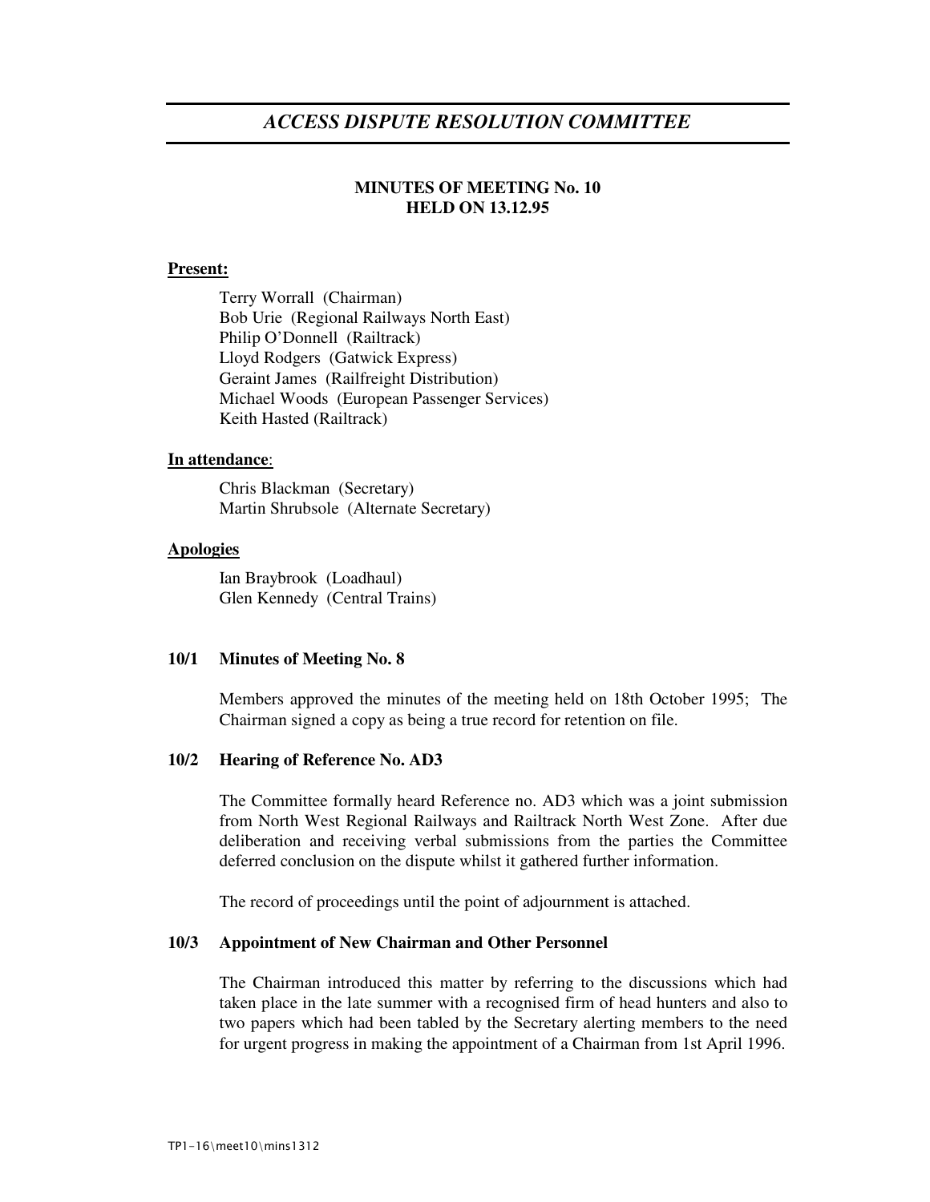# *ACCESS DISPUTE RESOLUTION COMMITTEE*

**MINUTES OF MEETING No. 10**
**HELD ON 13.12.95**

**Present:**

Terry Worrall (Chairman)
Bob Urie (Regional Railways North East)
Philip O'Donnell (Railtrack)
Lloyd Rodgers (Gatwick Express)
Geraint James (Railfreight Distribution)
Michael Woods (European Passenger Services)
Keith Hasted (Railtrack)

**In attendance**:

Chris Blackman (Secretary)
Martin Shrubsole (Alternate Secretary)

**Apologies**

Ian Braybrook (Loadhaul)
Glen Kennedy (Central Trains)

**10/1 Minutes of Meeting No. 8**

Members approved the minutes of the meeting held on 18th October 1995; The Chairman signed a copy as being a true record for retention on file.

**10/2 Hearing of Reference No. AD3**

The Committee formally heard Reference no. AD3 which was a joint submission from North West Regional Railways and Railtrack North West Zone. After due deliberation and receiving verbal submissions from the parties the Committee deferred conclusion on the dispute whilst it gathered further information.

The record of proceedings until the point of adjournment is attached.

**10/3 Appointment of New Chairman and Other Personnel**

The Chairman introduced this matter by referring to the discussions which had taken place in the late summer with a recognised firm of head hunters and also to two papers which had been tabled by the Secretary alerting members to the need for urgent progress in making the appointment of a Chairman from 1st April 1996.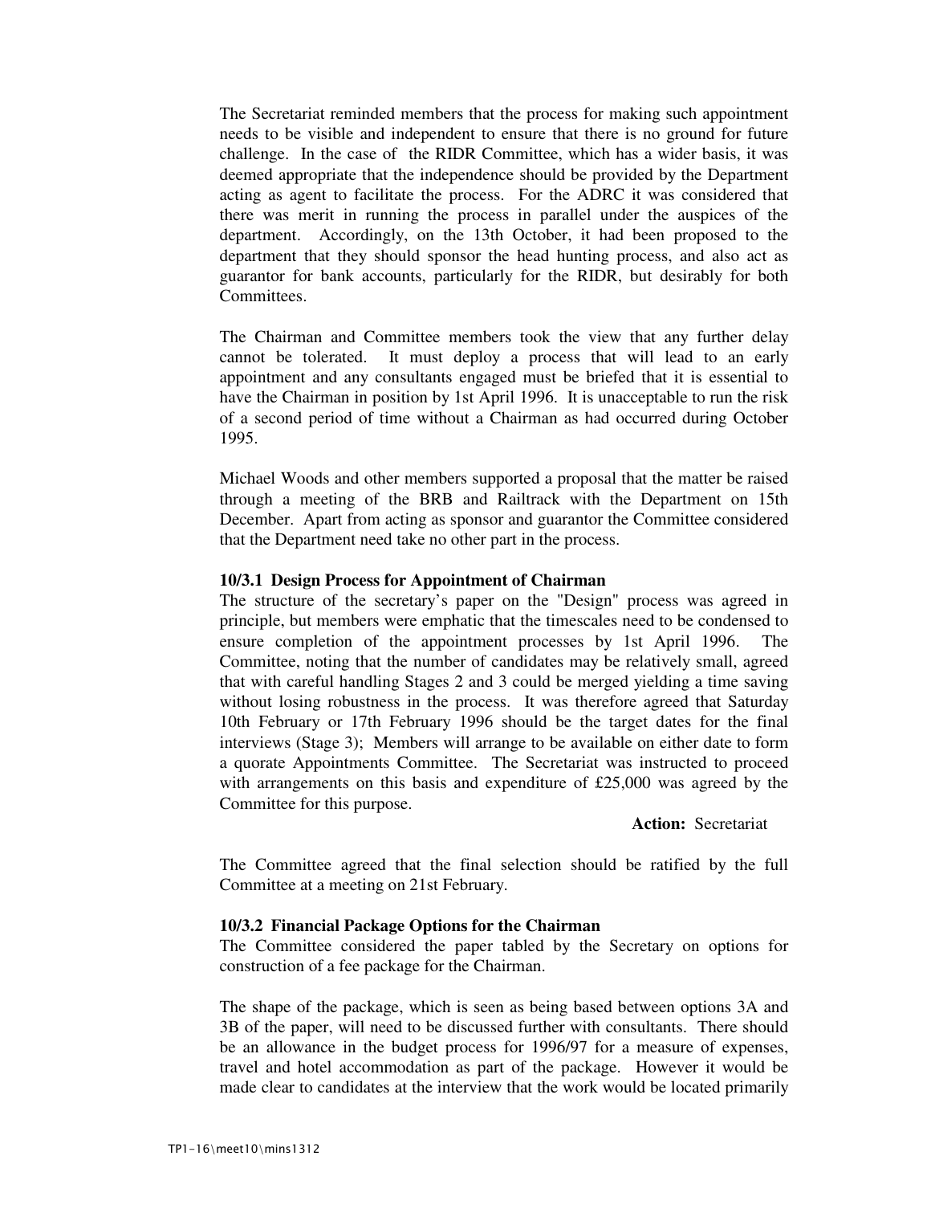The Secretariat reminded members that the process for making such appointment needs to be visible and independent to ensure that there is no ground for future challenge. In the case of the RIDR Committee, which has a wider basis, it was deemed appropriate that the independence should be provided by the Department acting as agent to facilitate the process. For the ADRC it was considered that there was merit in running the process in parallel under the auspices of the department. Accordingly, on the 13th October, it had been proposed to the department that they should sponsor the head hunting process, and also act as guarantor for bank accounts, particularly for the RIDR, but desirably for both Committees.

The Chairman and Committee members took the view that any further delay cannot be tolerated. It must deploy a process that will lead to an early appointment and any consultants engaged must be briefed that it is essential to have the Chairman in position by 1st April 1996. It is unacceptable to run the risk of a second period of time without a Chairman as had occurred during October 1995.

Michael Woods and other members supported a proposal that the matter be raised through a meeting of the BRB and Railtrack with the Department on 15th December. Apart from acting as sponsor and guarantor the Committee considered that the Department need take no other part in the process.

**10/3.1 Design Process for Appointment of Chairman**

The structure of the secretary's paper on the "Design" process was agreed in principle, but members were emphatic that the timescales need to be condensed to ensure completion of the appointment processes by 1st April 1996. The Committee, noting that the number of candidates may be relatively small, agreed that with careful handling Stages 2 and 3 could be merged yielding a time saving without losing robustness in the process. It was therefore agreed that Saturday 10th February or 17th February 1996 should be the target dates for the final interviews (Stage 3); Members will arrange to be available on either date to form a quorate Appointments Committee. The Secretariat was instructed to proceed with arrangements on this basis and expenditure of £25,000 was agreed by the Committee for this purpose.

**Action:** Secretariat

The Committee agreed that the final selection should be ratified by the full Committee at a meeting on 21st February.

**10/3.2 Financial Package Options for the Chairman**

The Committee considered the paper tabled by the Secretary on options for construction of a fee package for the Chairman.

The shape of the package, which is seen as being based between options 3A and 3B of the paper, will need to be discussed further with consultants. There should be an allowance in the budget process for 1996/97 for a measure of expenses, travel and hotel accommodation as part of the package. However it would be made clear to candidates at the interview that the work would be located primarily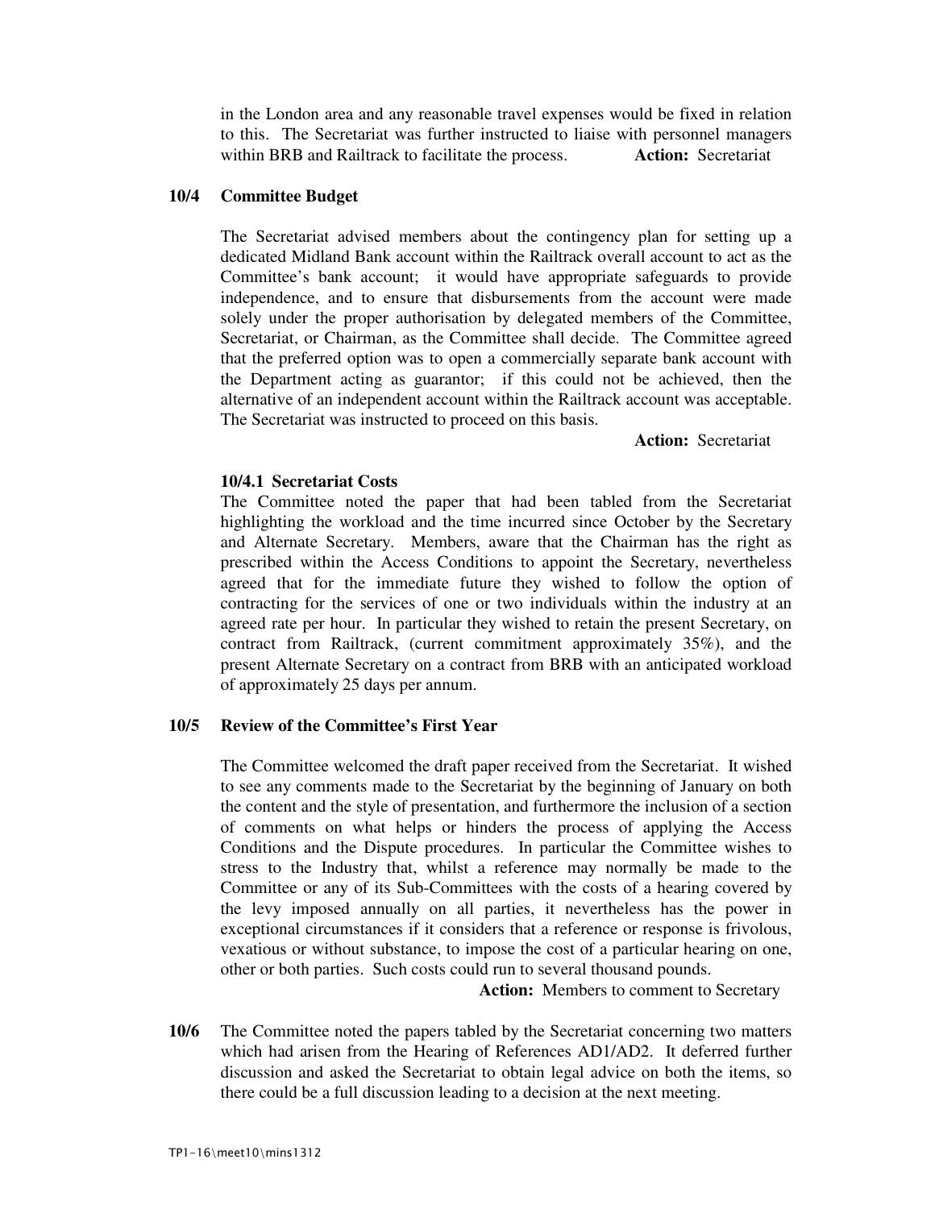in the London area and any reasonable travel expenses would be fixed in relation to this. The Secretariat was further instructed to liaise with personnel managers within BRB and Railtrack to facilitate the process. **Action:** Secretariat

**10/4 Committee Budget**

The Secretariat advised members about the contingency plan for setting up a dedicated Midland Bank account within the Railtrack overall account to act as the Committee's bank account; it would have appropriate safeguards to provide independence, and to ensure that disbursements from the account were made solely under the proper authorisation by delegated members of the Committee, Secretariat, or Chairman, as the Committee shall decide. The Committee agreed that the preferred option was to open a commercially separate bank account with the Department acting as guarantor; if this could not be achieved, then the alternative of an independent account within the Railtrack account was acceptable. The Secretariat was instructed to proceed on this basis.

**Action:** Secretariat

**10/4.1 Secretariat Costs**

The Committee noted the paper that had been tabled from the Secretariat highlighting the workload and the time incurred since October by the Secretary and Alternate Secretary. Members, aware that the Chairman has the right as prescribed within the Access Conditions to appoint the Secretary, nevertheless agreed that for the immediate future they wished to follow the option of contracting for the services of one or two individuals within the industry at an agreed rate per hour. In particular they wished to retain the present Secretary, on contract from Railtrack, (current commitment approximately 35%), and the present Alternate Secretary on a contract from BRB with an anticipated workload of approximately 25 days per annum.

**10/5 Review of the Committee's First Year**

The Committee welcomed the draft paper received from the Secretariat. It wished to see any comments made to the Secretariat by the beginning of January on both the content and the style of presentation, and furthermore the inclusion of a section of comments on what helps or hinders the process of applying the Access Conditions and the Dispute procedures. In particular the Committee wishes to stress to the Industry that, whilst a reference may normally be made to the Committee or any of its Sub-Committees with the costs of a hearing covered by the levy imposed annually on all parties, it nevertheless has the power in exceptional circumstances if it considers that a reference or response is frivolous, vexatious or without substance, to impose the cost of a particular hearing on one, other or both parties. Such costs could run to several thousand pounds.

**Action:** Members to comment to Secretary

**10/6** The Committee noted the papers tabled by the Secretariat concerning two matters which had arisen from the Hearing of References AD1/AD2. It deferred further discussion and asked the Secretariat to obtain legal advice on both the items, so there could be a full discussion leading to a decision at the next meeting.

TP1-16\meet10\mins1312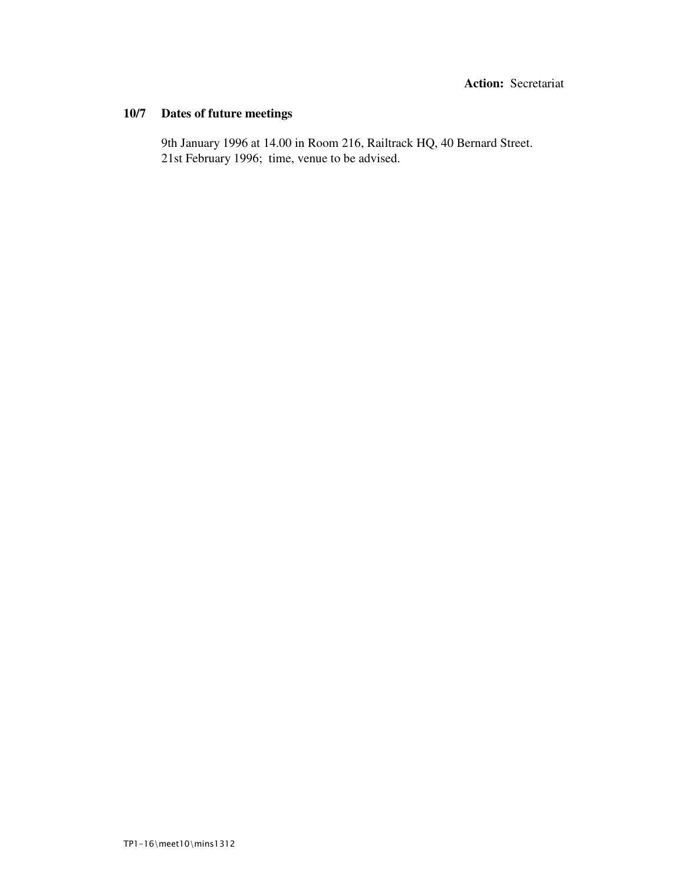**Action:** Secretariat

**10/7 Dates of future meetings**

9th January 1996 at 14.00 in Room 216, Railtrack HQ, 40 Bernard Street.
21st February 1996; time, venue to be advised.

TP1-16\meet10\mins1312